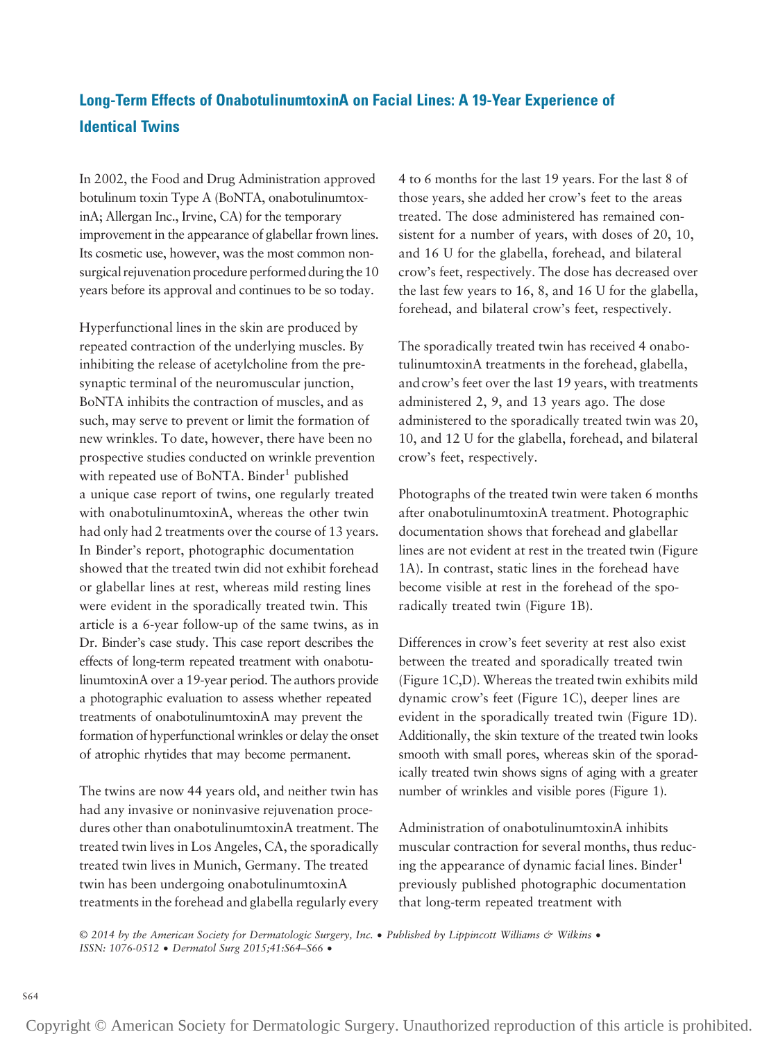## Long-Term Effects of OnabotulinumtoxinA on Facial Lines: A 19-Year Experience of Identical Twins

In 2002, the Food and Drug Administration approved botulinum toxin Type A (BoNTA, onabotulinumtoxinA; Allergan Inc., Irvine, CA) for the temporary improvement in the appearance of glabellar frown lines. Its cosmetic use, however, was the most common nonsurgical rejuvenation procedure performed during the 10 years before its approval and continues to be so today.

Hyperfunctional lines in the skin are produced by repeated contraction of the underlying muscles. By inhibiting the release of acetylcholine from the presynaptic terminal of the neuromuscular junction, BoNTA inhibits the contraction of muscles, and as such, may serve to prevent or limit the formation of new wrinkles. To date, however, there have been no prospective studies conducted on wrinkle prevention with repeated use of BoNTA. Binder[1] published a unique case report of twins, one regularly treated with onabotulinumtoxinA, whereas the other twin had only had 2 treatments over the course of 13 years. In Binder's report, photographic documentation showed that the treated twin did not exhibit forehead or glabellar lines at rest, whereas mild resting lines were evident in the sporadically treated twin. This article is a 6-year follow-up of the same twins, as in Dr. Binder's case study. This case report describes the effects of long-term repeated treatment with onabotulinumtoxinA over a 19-year period. The authors provide a photographic evaluation to assess whether repeated treatments of onabotulinumtoxinA may prevent the formation of hyperfunctional wrinkles or delay the onset of atrophic rhytides that may become permanent.

The twins are now 44 years old, and neither twin has had any invasive or noninvasive rejuvenation procedures other than onabotulinumtoxinA treatment. The treated twin lives in Los Angeles, CA, the sporadically treated twin lives in Munich, Germany. The treated twin has been undergoing onabotulinumtoxinA treatments in the forehead and glabella regularly every 4 to 6 months for the last 19 years. For the last 8 of those years, she added her crow's feet to the areas treated. The dose administered has remained consistent for a number of years, with doses of 20, 10, and 16 U for the glabella, forehead, and bilateral crow's feet, respectively. The dose has decreased over the last few years to 16, 8, and 16 U for the glabella, forehead, and bilateral crow's feet, respectively.

The sporadically treated twin has received 4 onabotulinumtoxinA treatments in the forehead, glabella, and crow's feet over the last 19 years, with treatments administered 2, 9, and 13 years ago. The dose administered to the sporadically treated twin was 20, 10, and 12 U for the glabella, forehead, and bilateral crow's feet, respectively.

Photographs of the treated twin were taken 6 months after onabotulinumtoxinA treatment. Photographic documentation shows that forehead and glabellar lines are not evident at rest in the treated twin (Figure 1A). In contrast, static lines in the forehead have become visible at rest in the forehead of the sporadically treated twin (Figure 1B).

Differences in crow's feet severity at rest also exist between the treated and sporadically treated twin (Figure 1C,D). Whereas the treated twin exhibits mild dynamic crow's feet (Figure 1C), deeper lines are evident in the sporadically treated twin (Figure 1D). Additionally, the skin texture of the treated twin looks smooth with small pores, whereas skin of the sporadically treated twin shows signs of aging with a greater number of wrinkles and visible pores (Figure 1).

Administration of onabotulinumtoxinA inhibits muscular contraction for several months, thus reducing the appearance of dynamic facial lines. Binder[1] previously published photographic documentation that long-term repeated treatment with

*© 2014 by the American Society for Dermatologic Surgery, Inc. • Published by Lippincott Williams & Wilkins • ISSN: 1076-0512 • Dermatol Surg 2015;41:S64–S66 •*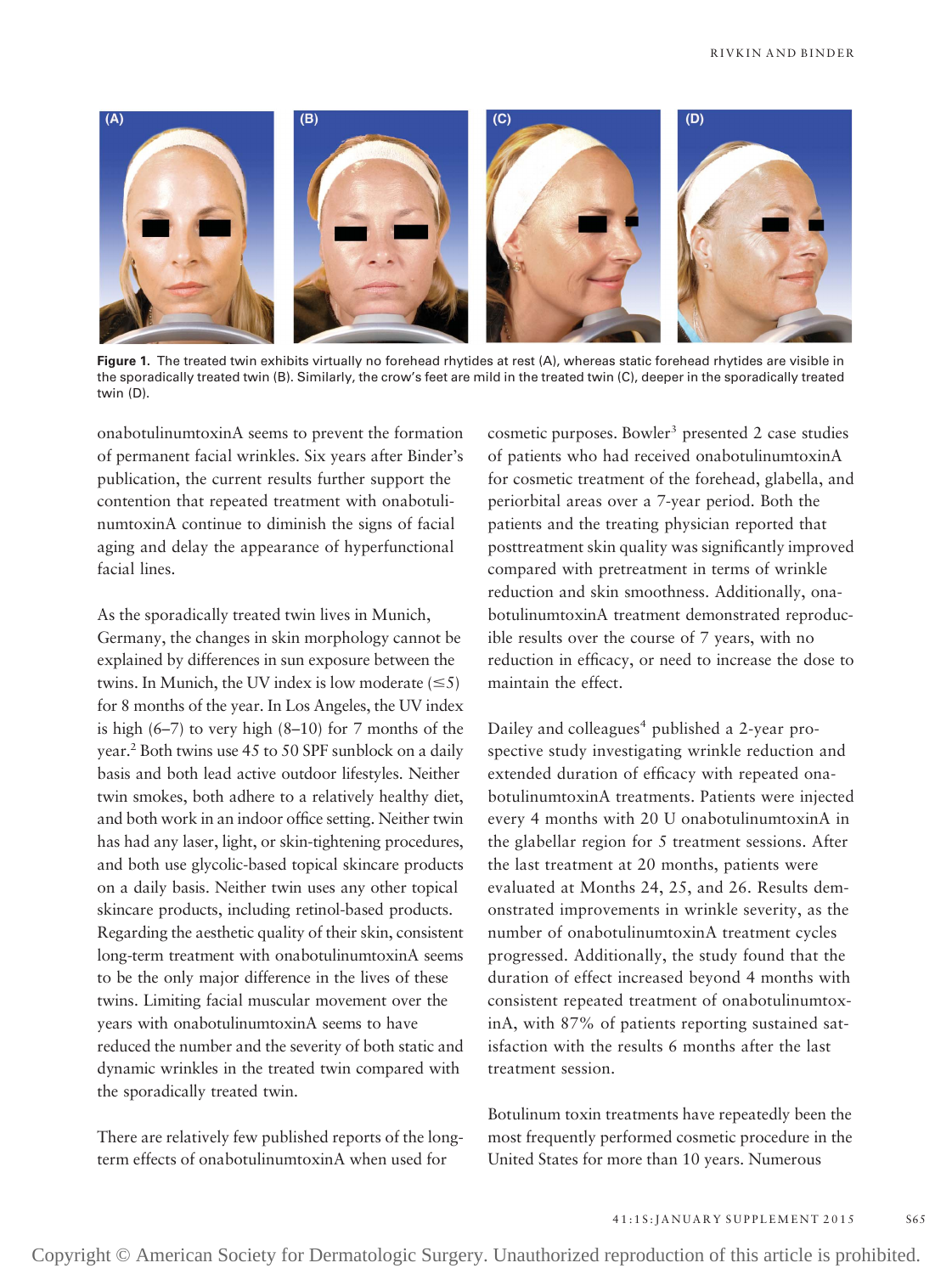**Figure 1.** The treated twin exhibits virtually no forehead rhytides at rest (A), whereas static forehead rhytides are visible in the sporadically treated twin (B). Similarly, the crow's feet are mild in the treated twin (C), deeper in the sporadically treated twin (D).

onabotulinumtoxinA seems to prevent the formation of permanent facial wrinkles. Six years after Binder's publication, the current results further support the contention that repeated treatment with onabotulinumtoxinA continue to diminish the signs of facial aging and delay the appearance of hyperfunctional facial lines.

As the sporadically treated twin lives in Munich, Germany, the changes in skin morphology cannot be explained by differences in sun exposure between the twins. In Munich, the UV index is low moderate (≤5) for 8 months of the year. In Los Angeles, the UV index is high (6–7) to very high (8–10) for 7 months of the year.[2] Both twins use 45 to 50 SPF sunblock on a daily basis and both lead active outdoor lifestyles. Neither twin smokes, both adhere to a relatively healthy diet, and both work in an indoor office setting. Neither twin has had any laser, light, or skin-tightening procedures, and both use glycolic-based topical skincare products on a daily basis. Neither twin uses any other topical skincare products, including retinol-based products. Regarding the aesthetic quality of their skin, consistent long-term treatment with onabotulinumtoxinA seems to be the only major difference in the lives of these twins. Limiting facial muscular movement over the years with onabotulinumtoxinA seems to have reduced the number and the severity of both static and dynamic wrinkles in the treated twin compared with the sporadically treated twin.

There are relatively few published reports of the long-term effects of onabotulinumtoxinA when used for cosmetic purposes. Bowler[3] presented 2 case studies of patients who had received onabotulinumtoxinA for cosmetic treatment of the forehead, glabella, and periorbital areas over a 7-year period. Both the patients and the treating physician reported that posttreatment skin quality was significantly improved compared with pretreatment in terms of wrinkle reduction and skin smoothness. Additionally, onabotulinumtoxinA treatment demonstrated reproducible results over the course of 7 years, with no reduction in efficacy, or need to increase the dose to maintain the effect.

Dailey and colleagues[4] published a 2-year prospective study investigating wrinkle reduction and extended duration of efficacy with repeated onabotulinumtoxinA treatments. Patients were injected every 4 months with 20 U onabotulinumtoxinA in the glabellar region for 5 treatment sessions. After the last treatment at 20 months, patients were evaluated at Months 24, 25, and 26. Results demonstrated improvements in wrinkle severity, as the number of onabotulinumtoxinA treatment cycles progressed. Additionally, the study found that the duration of effect increased beyond 4 months with consistent repeated treatment of onabotulinumtoxinA, with 87% of patients reporting sustained satisfaction with the results 6 months after the last treatment session.

Botulinum toxin treatments have repeatedly been the most frequently performed cosmetic procedure in the United States for more than 10 years. Numerous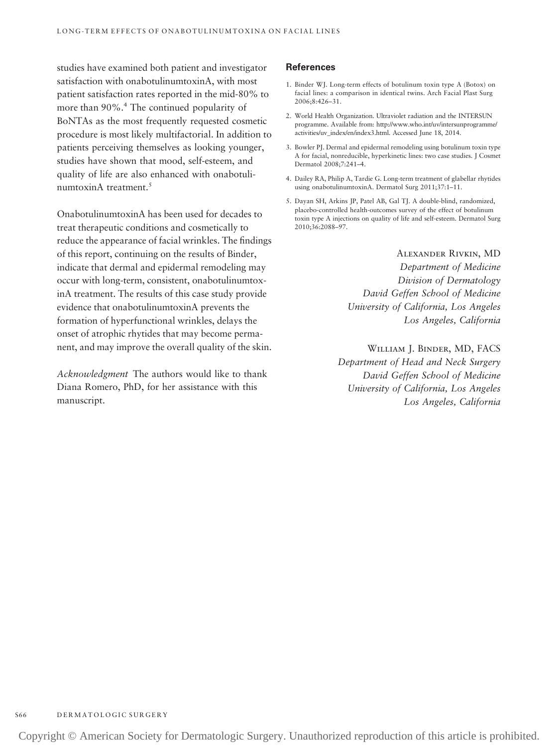studies have examined both patient and investigator satisfaction with onabotulinumtoxinA, with most patient satisfaction rates reported in the mid-80% to more than 90%.[4] The continued popularity of BoNTAs as the most frequently requested cosmetic procedure is most likely multifactorial. In addition to patients perceiving themselves as looking younger, studies have shown that mood, self-esteem, and quality of life are also enhanced with onabotulinumtoxinA treatment.[5]

OnabotulinumtoxinA has been used for decades to treat therapeutic conditions and cosmetically to reduce the appearance of facial wrinkles. The findings of this report, continuing on the results of Binder, indicate that dermal and epidermal remodeling may occur with long-term, consistent, onabotulinumtoxinA treatment. The results of this case study provide evidence that onabotulinumtoxinA prevents the formation of hyperfunctional wrinkles, delays the onset of atrophic rhytides that may become permanent, and may improve the overall quality of the skin.

*Acknowledgment* The authors would like to thank Diana Romero, PhD, for her assistance with this manuscript.

## References

1. Binder WJ. Long-term effects of botulinum toxin type A (Botox) on facial lines: a comparison in identical twins. Arch Facial Plast Surg 2006;8:426–31.
2. World Health Organization. Ultraviolet radiation and the INTERSUN programme. Available from: http://www.who.int/uv/intersunprogramme/activities/uv_index/en/index3.html. Accessed June 18, 2014.
3. Bowler PJ. Dermal and epidermal remodeling using botulinum toxin type A for facial, nonreducible, hyperkinetic lines: two case studies. J Cosmet Dermatol 2008;7:241–4.
4. Dailey RA, Philip A, Tardie G. Long-term treatment of glabellar rhytides using onabotulinumtoxinA. Dermatol Surg 2011;37:1–11.
5. Dayan SH, Arkins JP, Patel AB, Gal TJ. A double-blind, randomized, placebo-controlled health-outcomes survey of the effect of botulinum toxin type A injections on quality of life and self-esteem. Dermatol Surg 2010;36:2088–97.

Alexander Rivkin, MD
*Department of Medicine*
*Division of Dermatology*
*David Geffen School of Medicine*
*University of California, Los Angeles*
*Los Angeles, California*

William J. Binder, MD, FACS
*Department of Head and Neck Surgery*
*David Geffen School of Medicine*
*University of California, Los Angeles*
*Los Angeles, California*